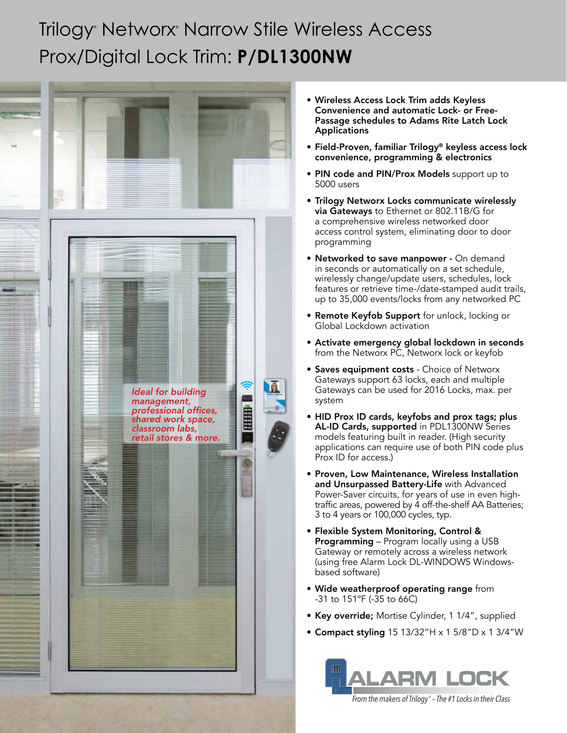# Trilogy® Networx® Narrow Stile Wireless Access Prox/Digital Lock Trim: **P/DL1300NW**

*Ideal for building management, professional offices, shared work space, classroom labs, retail stores & more.*

- **Wireless Access Lock Trim adds Keyless Convenience and automatic Lock- or Free-Passage schedules to Adams Rite Latch Lock Applications**
- **Field-Proven, familiar Trilogy® keyless access lock convenience, programming & electronics**
- **PIN code and PIN/Prox Models** support up to 5000 users
- **Trilogy Networx Locks communicate wirelessly via Gateways** to Ethernet or 802.11B/G for a comprehensive wireless networked door access control system, eliminating door to door programming
- **Networked to save manpower -** On demand in seconds or automatically on a set schedule, wirelessly change/update users, schedules, lock features or retrieve time-/date-stamped audit trails, up to 35,000 events/locks from any networked PC
- **Remote Keyfob Support** for unlock, locking or Global Lockdown activation
- **Activate emergency global lockdown in seconds** from the Networx PC, Networx lock or keyfob
- **Saves equipment costs** - Choice of Networx Gateways support 63 locks, each and multiple Gateways can be used for 2016 Locks, max. per system
- **HID Prox ID cards, keyfobs and prox tags; plus AL-ID Cards, supported** in PDL1300NW Series models featuring built in reader. (High security applications can require use of both PIN code plus Prox ID for access.)
- **Proven, Low Maintenance, Wireless Installation and Unsurpassed Battery-Life** with Advanced Power-Saver circuits, for years of use in even high-traffic areas, powered by 4 off-the-shelf AA Batteries; 3 to 4 years or 100,000 cycles, typ.
- **Flexible System Monitoring, Control & Programming** – Program locally using a USB Gateway or remotely across a wireless network (using free Alarm Lock DL-WINDOWS Windows-based software)
- **Wide weatherproof operating range** from -31 to 151°F (-35 to 66C)
- **Key override;** Mortise Cylinder, 1 1/4", supplied
- **Compact styling** 15 13/32"H x 1 5/8"D x 1 3/4"W

ALARM LOCK

*From the makers of Trilogy® – The #1 Locks in their Class*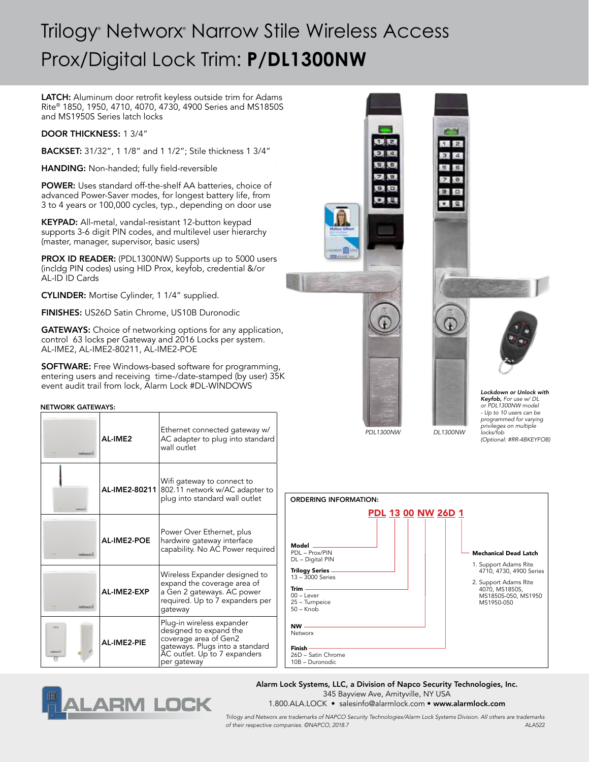# Trilogy® Networx® Narrow Stile Wireless Access Prox/Digital Lock Trim: **P/DL1300NW**

**LATCH:** Aluminum door retrofit keyless outside trim for Adams Rite® 1850, 1950, 4710, 4070, 4730, 4900 Series and MS1850S and MS1950S Series latch locks

**DOOR THICKNESS:** 1 3/4"

**BACKSET:** 31/32", 1 1/8" and 1 1/2"; Stile thickness 1 3/4"

**HANDING:** Non-handed; fully field-reversible

**POWER:** Uses standard off-the-shelf AA batteries, choice of advanced Power-Saver modes, for longest battery life, from 3 to 4 years or 100,000 cycles, typ., depending on door use

**KEYPAD:** All-metal, vandal-resistant 12-button keypad supports 3-6 digit PIN codes, and multilevel user hierarchy (master, manager, supervisor, basic users)

**PROX ID READER:** (PDL1300NW) Supports up to 5000 users (incldg PIN codes) using HID Prox, keyfob, credential &/or AL-ID ID Cards

**CYLINDER:** Mortise Cylinder, 1 1/4" supplied.

**FINISHES:** US26D Satin Chrome, US10B Duronodic

**GATEWAYS:** Choice of networking options for any application, control 63 locks per Gateway and 2016 Locks per system. AL-IME2, AL-IME2-80211, AL-IME2-POE

**SOFTWARE:** Free Windows-based software for programming, entering users and receiving time-/date-stamped (by user) 35K event audit trail from lock, Alarm Lock #DL-WINDOWS

PDL1300NW

DL1300NW

*Lockdown or Unlock with* ***Keyfob,*** *For use w/ DL or PDL1300NW model - Up to 10 users can be programmed for varying privileges on multiple locks/fob (Optional: #RR-4BKEYFOB)*

**NETWORK GATEWAYS:**

| | | |
|---|---|---|
| | **AL-IME2** | Ethernet connected gateway w/ AC adapter to plug into standard wall outlet |
| | **AL-IME2-80211** | Wifi gateway to connect to 802.11 network w/AC adapter to plug into standard wall outlet |
| | **AL-IME2-POE** | Power Over Ethernet, plus hardwire gateway interface capability. No AC Power required |
| | **AL-IME2-EXP** | Wireless Expander designed to expand the coverage area of a Gen 2 gateways. AC power required. Up to 7 expanders per gateway |
| | **AL-IME2-PIE** | Plug-in wireless expander designed to expand the coverage area of Gen2 gateways. Plugs into a standard AC outlet. Up to 7 expanders per gateway |

**ORDERING INFORMATION:**

**PDL 13 00 NW 26D 1**

**Model**
PDL – Prox/PIN
DL – Digital PIN

**Trilogy Series**
13 – 3000 Series

**Trim**
00 – Lever
25 – Turnpeice
50 – Knob

**NW**
Networx

**Finish**
26D – Satin Chrome
10B – Duronodic

**Mechanical Dead Latch**
1. Support Adams Rite 4710, 4730, 4900 Series
2. Support Adams Rite 4070, MS1850S, MS1850S-050, MS1950 MS1950-050

**Alarm Lock Systems, LLC, a Division of Napco Security Technologies, Inc.**
345 Bayview Ave, Amityville, NY USA
1.800.ALA.LOCK • salesinfo@alarmlock.com • **www.alarmlock.com**

*Trilogy and Networx are trademarks of NAPCO Security Technologies/Alarm Lock Systems Division. All others are trademarks of their respective companies. ©NAPCO, 2018.7*

ALA522